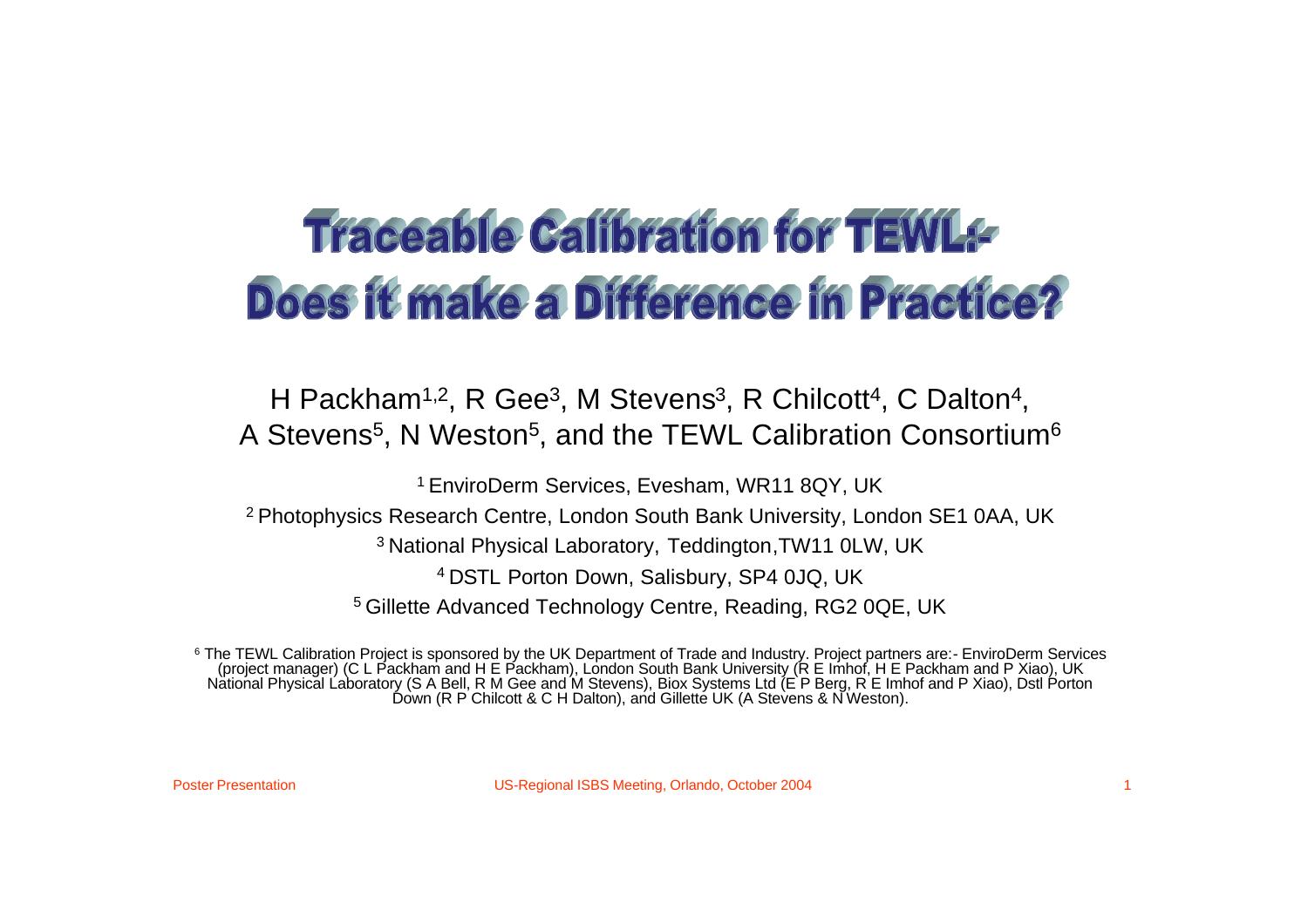# Traceable Calibration for TEWL:- Does it make a Difference in Practice?

H Packham[1,2], R Gee[3], M Stevens[3], R Chilcott[4], C Dalton[4], A Stevens[5], N Weston[5], and the TEWL Calibration Consortium[6]

[1] EnviroDerm Services, Evesham, WR11 8QY, UK

[2] Photophysics Research Centre, London South Bank University, London SE1 0AA, UK

[3] National Physical Laboratory, Teddington,TW11 0LW, UK

[4] DSTL Porton Down, Salisbury, SP4 0JQ, UK

[5] Gillette Advanced Technology Centre, Reading, RG2 0QE, UK

[6] The TEWL Calibration Project is sponsored by the UK Department of Trade and Industry. Project partners are:- EnviroDerm Services (project manager) (C L Packham and H E Packham), London South Bank University (R E Imhof, H E Packham and P Xiao), UK National Physical Laboratory (S A Bell, R M Gee and M Stevens), Biox Systems Ltd (E P Berg, R E Imhof and P Xiao), Dstl Porton Down (R P Chilcott & C H Dalton), and Gillette UK (A Stevens & N Weston).

Poster Presentation

US-Regional ISBS Meeting, Orlando, October 2004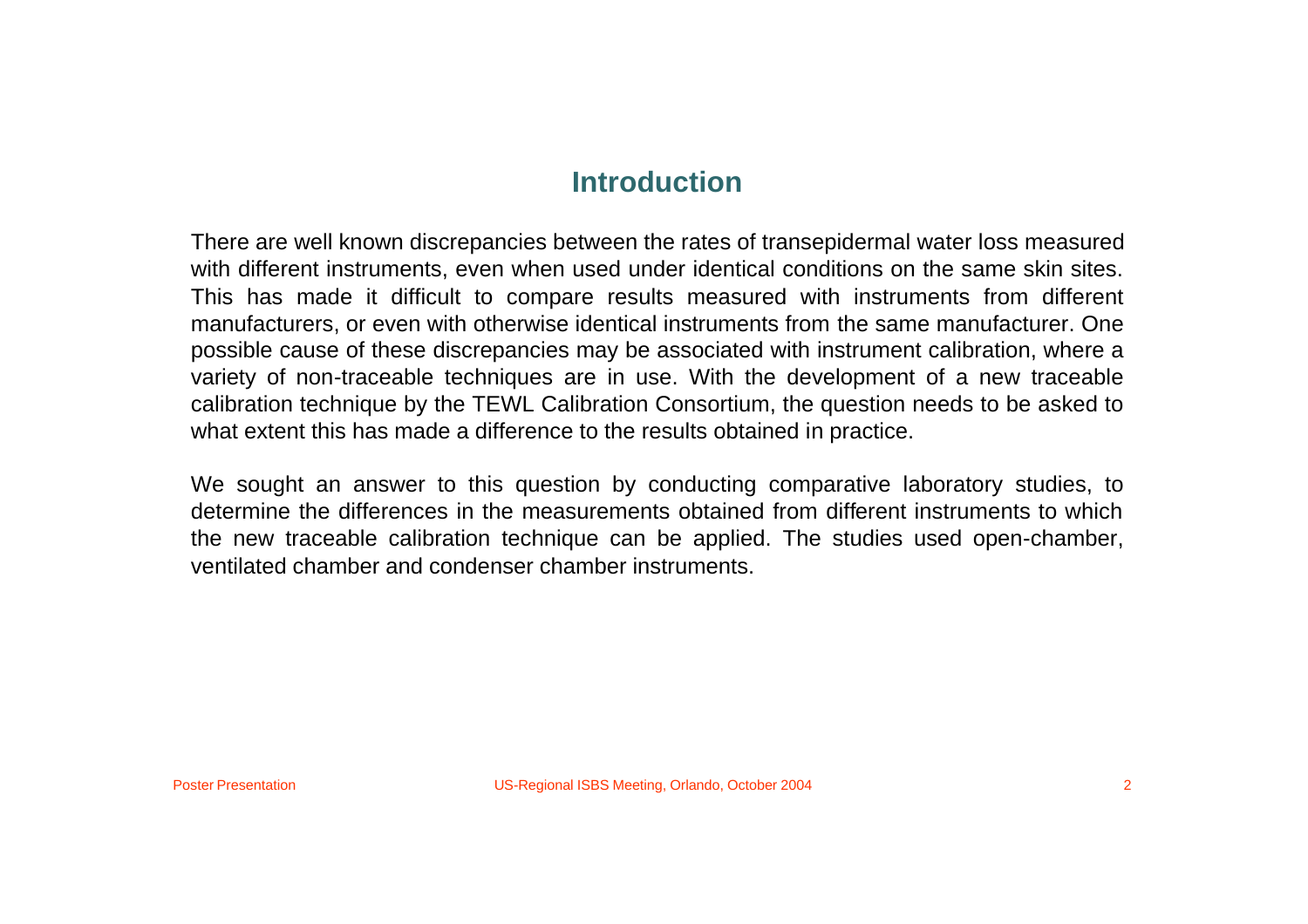## Introduction

There are well known discrepancies between the rates of transepidermal water loss measured with different instruments, even when used under identical conditions on the same skin sites. This has made it difficult to compare results measured with instruments from different manufacturers, or even with otherwise identical instruments from the same manufacturer. One possible cause of these discrepancies may be associated with instrument calibration, where a variety of non-traceable techniques are in use. With the development of a new traceable calibration technique by the TEWL Calibration Consortium, the question needs to be asked to what extent this has made a difference to the results obtained in practice.

We sought an answer to this question by conducting comparative laboratory studies, to determine the differences in the measurements obtained from different instruments to which the new traceable calibration technique can be applied. The studies used open-chamber, ventilated chamber and condenser chamber instruments.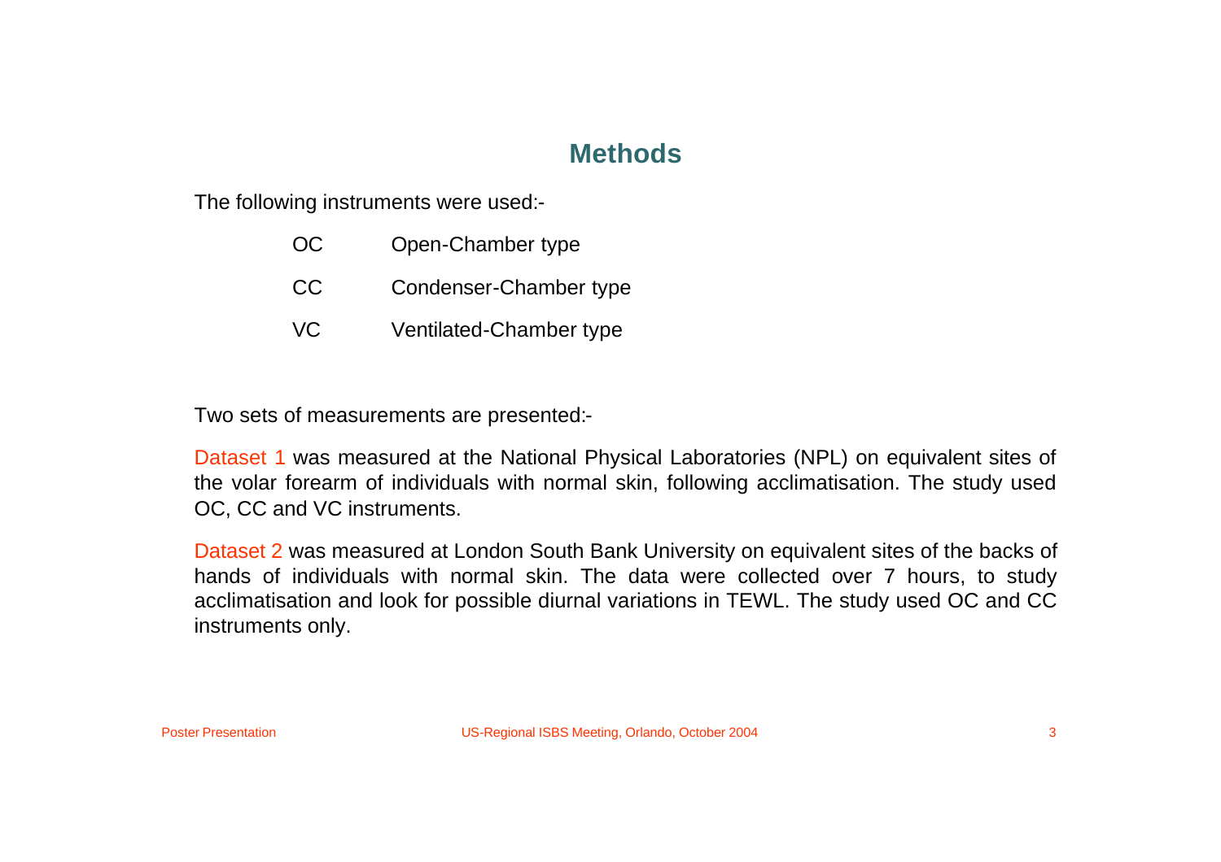## Methods

The following instruments were used:-

| | |
|---|---|
| OC | Open-Chamber type |
| CC | Condenser-Chamber type |
| VC | Ventilated-Chamber type |

Two sets of measurements are presented:-

Dataset 1 was measured at the National Physical Laboratories (NPL) on equivalent sites of the volar forearm of individuals with normal skin, following acclimatisation. The study used OC, CC and VC instruments.

Dataset 2 was measured at London South Bank University on equivalent sites of the backs of hands of individuals with normal skin. The data were collected over 7 hours, to study acclimatisation and look for possible diurnal variations in TEWL. The study used OC and CC instruments only.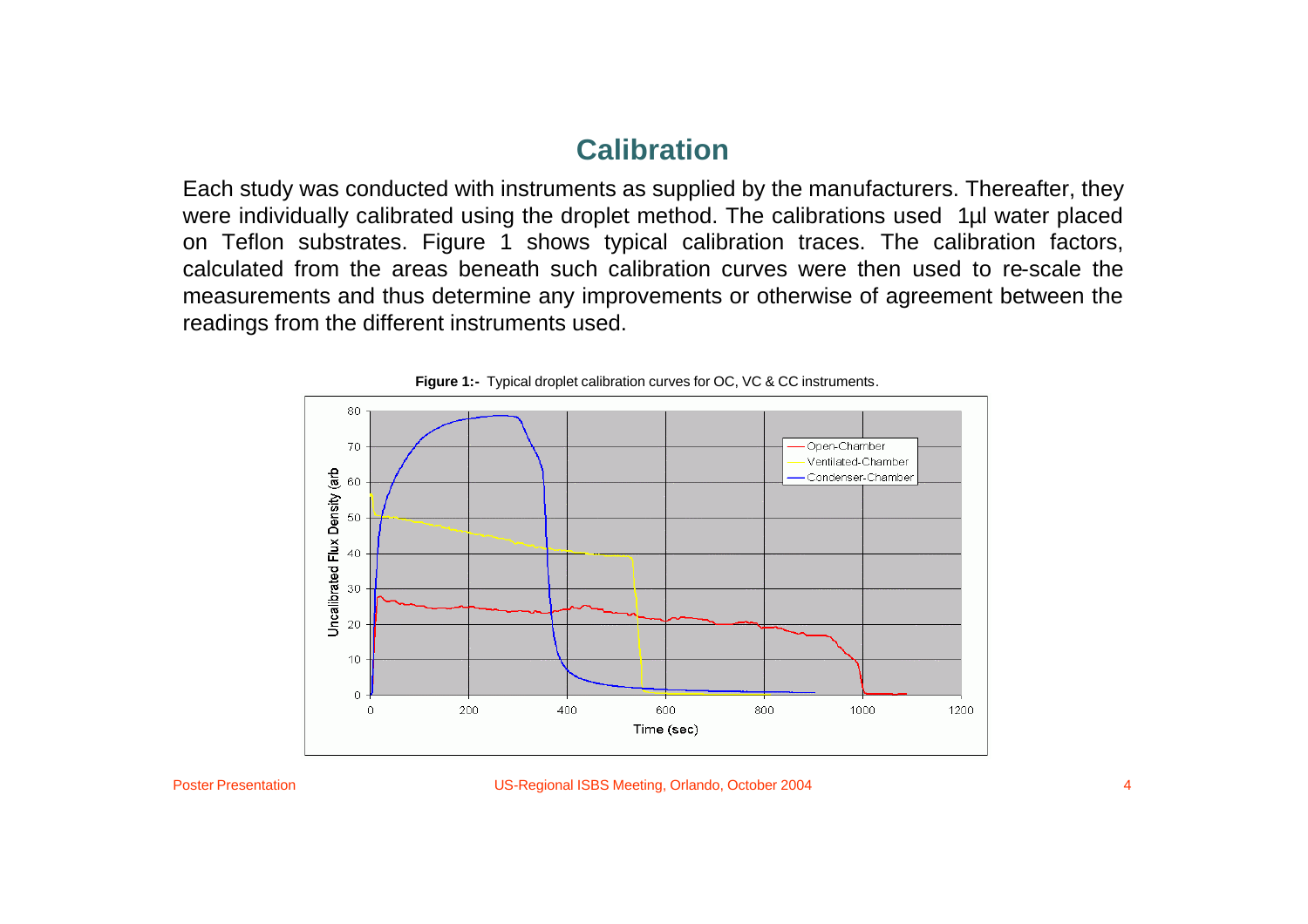## Calibration

Each study was conducted with instruments as supplied by the manufacturers. Thereafter, they were individually calibrated using the droplet method. The calibrations used 1μl water placed on Teflon substrates. Figure 1 shows typical calibration traces. The calibration factors, calculated from the areas beneath such calibration curves were then used to re-scale the measurements and thus determine any improvements or otherwise of agreement between the readings from the different instruments used.

**Figure 1:-** Typical droplet calibration curves for OC, VC & CC instruments.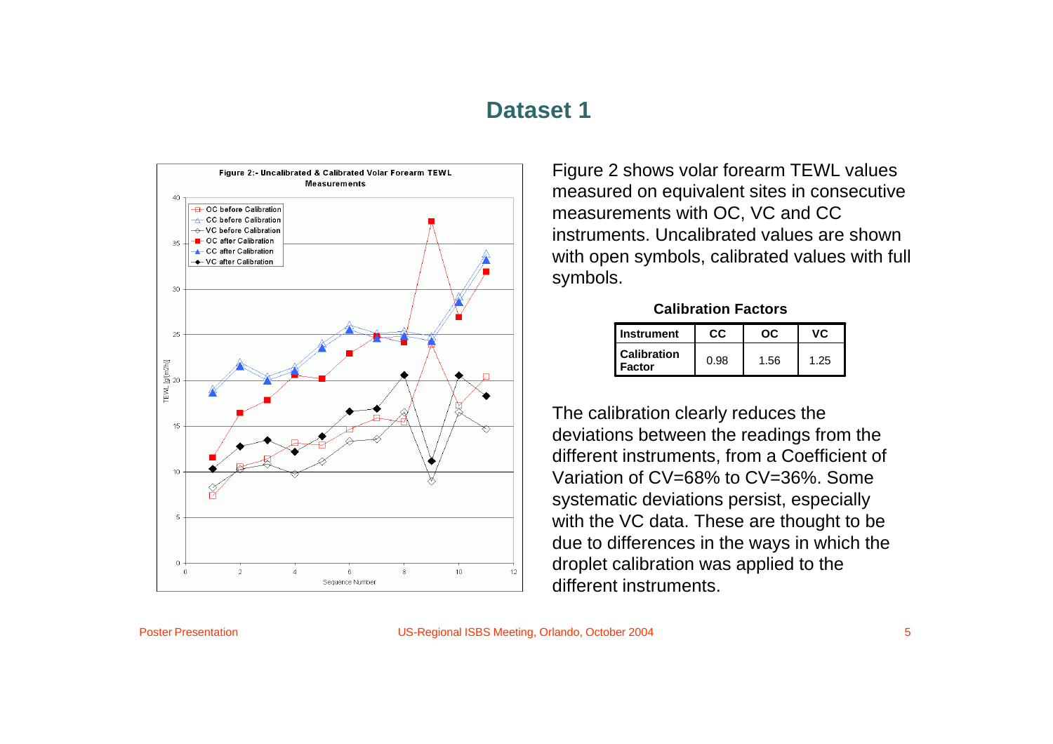# Dataset 1

Figure 2 shows volar forearm TEWL values measured on equivalent sites in consecutive measurements with OC, VC and CC instruments. Uncalibrated values are shown with open symbols, calibrated values with full symbols.

**Calibration Factors**

| Instrument | CC | OC | VC |
|---|---|---|---|
| Calibration Factor | 0.98 | 1.56 | 1.25 |

The calibration clearly reduces the deviations between the readings from the different instruments, from a Coefficient of Variation of CV=68% to CV=36%. Some systematic deviations persist, especially with the VC data. These are thought to be due to differences in the ways in which the droplet calibration was applied to the different instruments.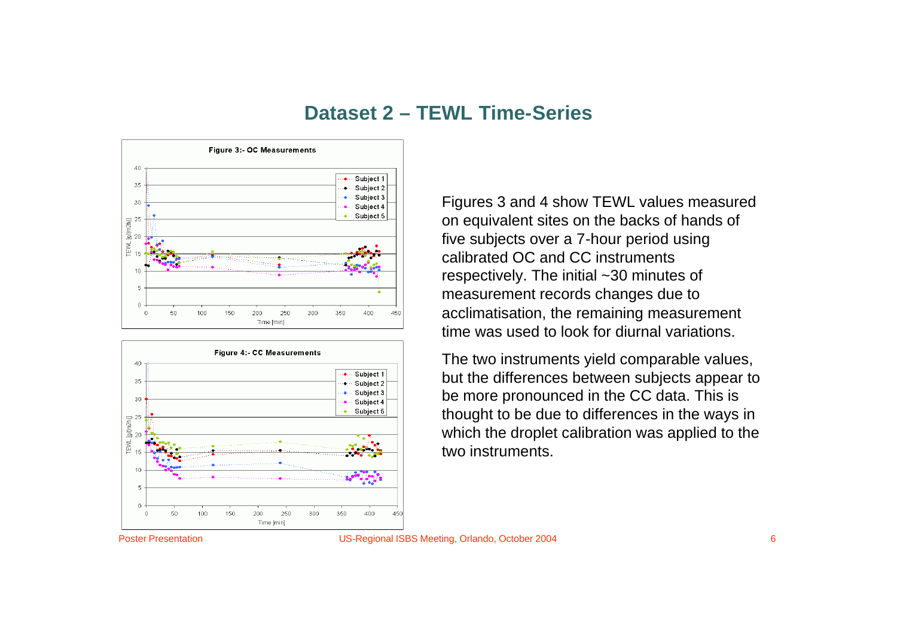# Dataset 2 – TEWL Time-Series

Figure 3:- OC Measurements

Figure 4:- CC Measurements

Figures 3 and 4 show TEWL values measured on equivalent sites on the backs of hands of five subjects over a 7-hour period using calibrated OC and CC instruments respectively. The initial ~30 minutes of measurement records changes due to acclimatisation, the remaining measurement time was used to look for diurnal variations.

The two instruments yield comparable values, but the differences between subjects appear to be more pronounced in the CC data. This is thought to be due to differences in the ways in which the droplet calibration was applied to the two instruments.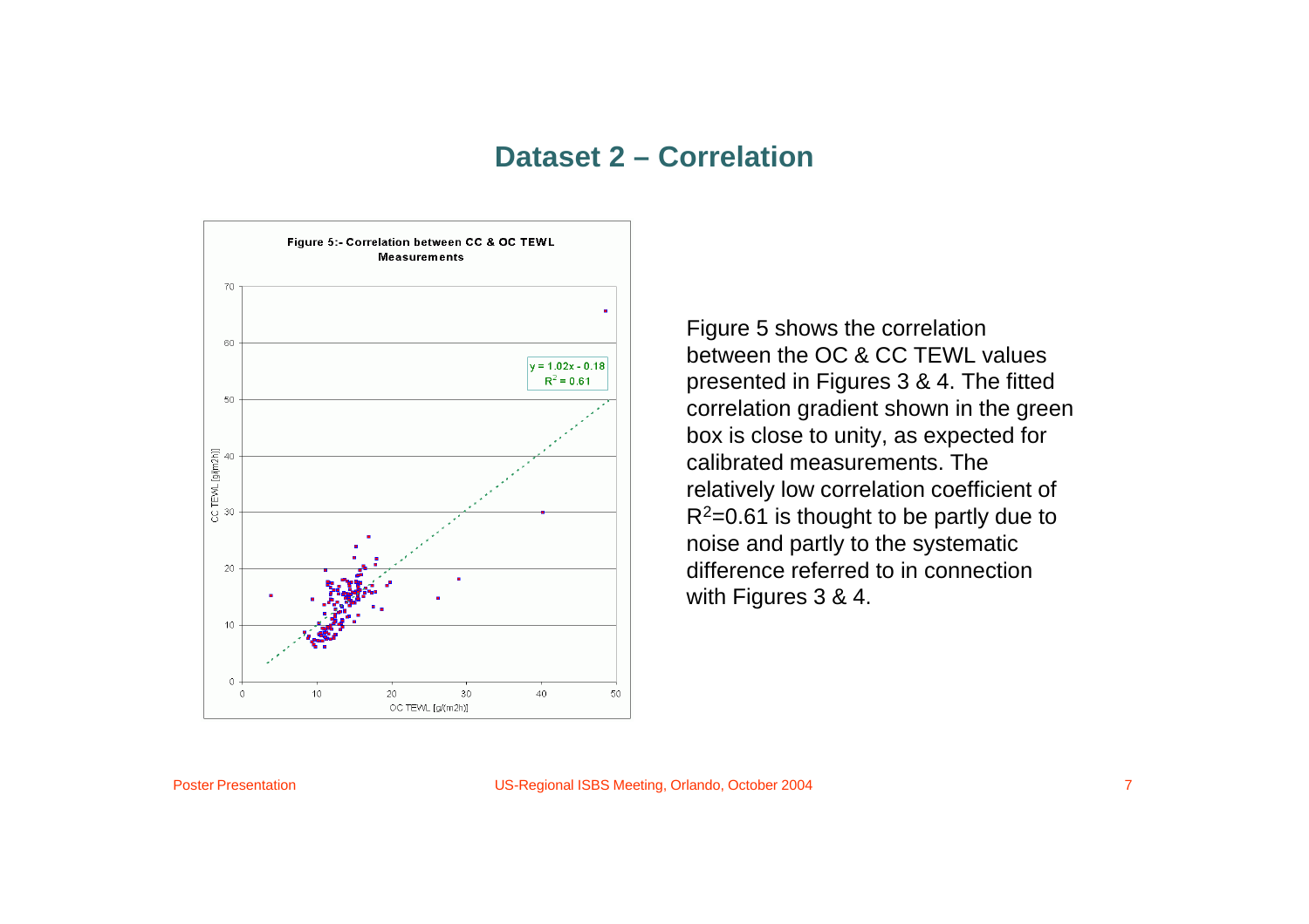## Dataset 2 – Correlation

**Figure 5:- Correlation between CC & OC TEWL Measurements**

Figure 5 shows the correlation between the OC & CC TEWL values presented in Figures 3 & 4. The fitted correlation gradient shown in the green box is close to unity, as expected for calibrated measurements. The relatively low correlation coefficient of $R^2$=0.61 is thought to be partly due to noise and partly to the systematic difference referred to in connection with Figures 3 & 4.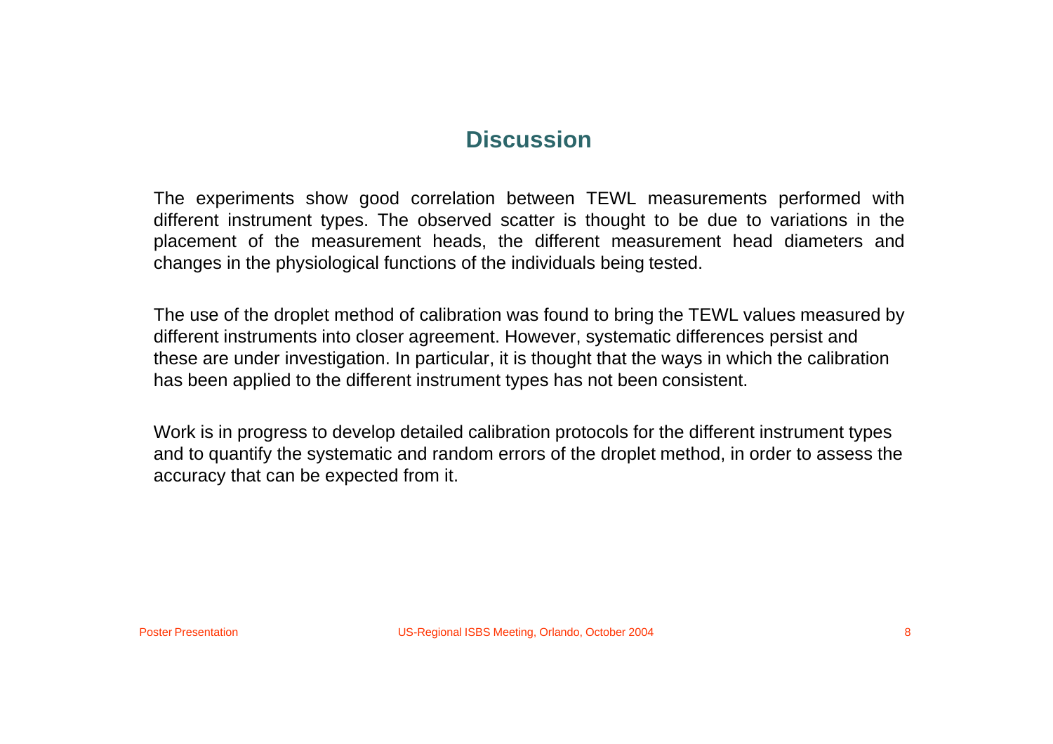## Discussion

The experiments show good correlation between TEWL measurements performed with different instrument types. The observed scatter is thought to be due to variations in the placement of the measurement heads, the different measurement head diameters and changes in the physiological functions of the individuals being tested.

The use of the droplet method of calibration was found to bring the TEWL values measured by different instruments into closer agreement. However, systematic differences persist and these are under investigation. In particular, it is thought that the ways in which the calibration has been applied to the different instrument types has not been consistent.

Work is in progress to develop detailed calibration protocols for the different instrument types and to quantify the systematic and random errors of the droplet method, in order to assess the accuracy that can be expected from it.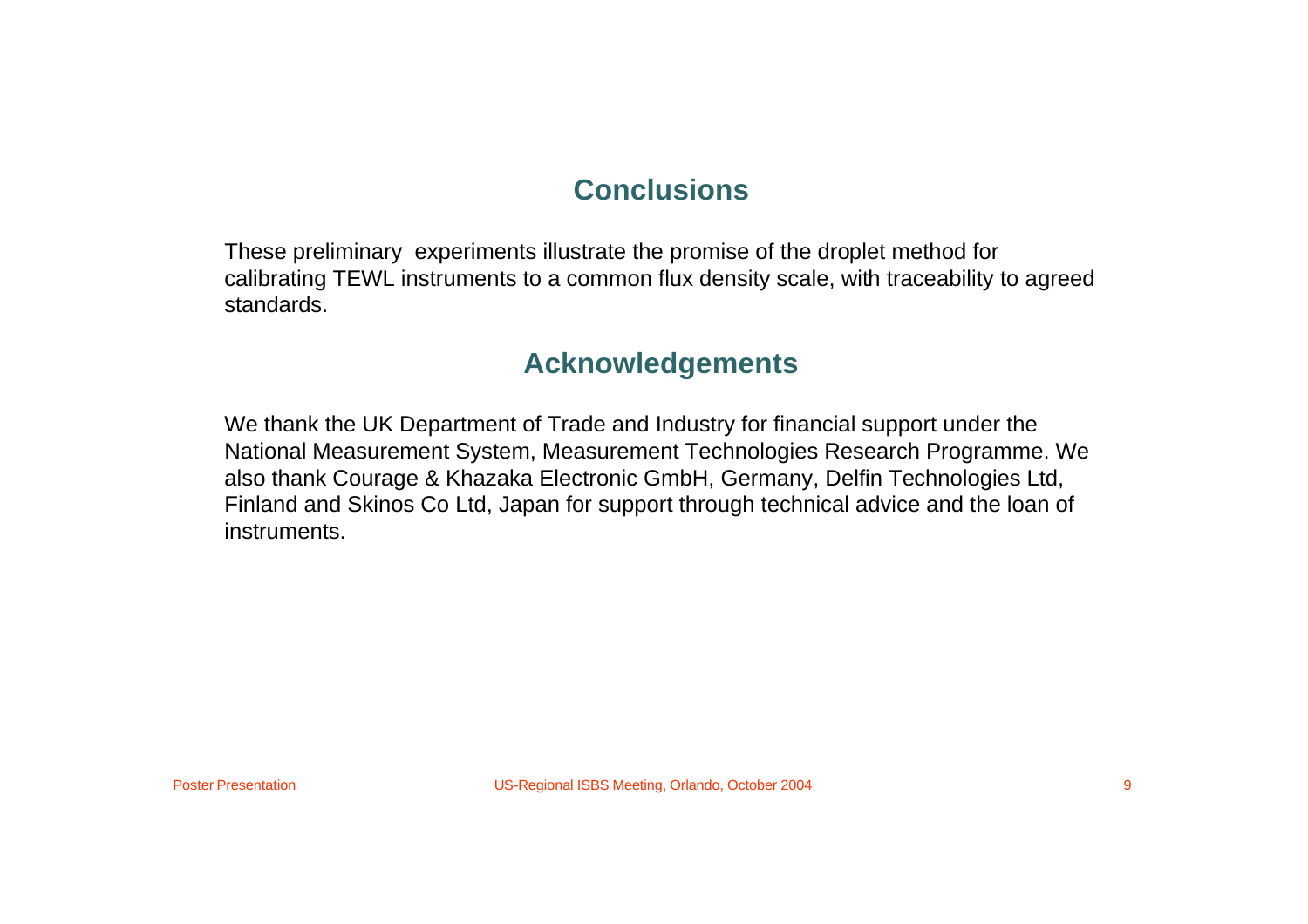## Conclusions

These preliminary experiments illustrate the promise of the droplet method for calibrating TEWL instruments to a common flux density scale, with traceability to agreed standards.

## Acknowledgements

We thank the UK Department of Trade and Industry for financial support under the National Measurement System, Measurement Technologies Research Programme. We also thank Courage & Khazaka Electronic GmbH, Germany, Delfin Technologies Ltd, Finland and Skinos Co Ltd, Japan for support through technical advice and the loan of instruments.